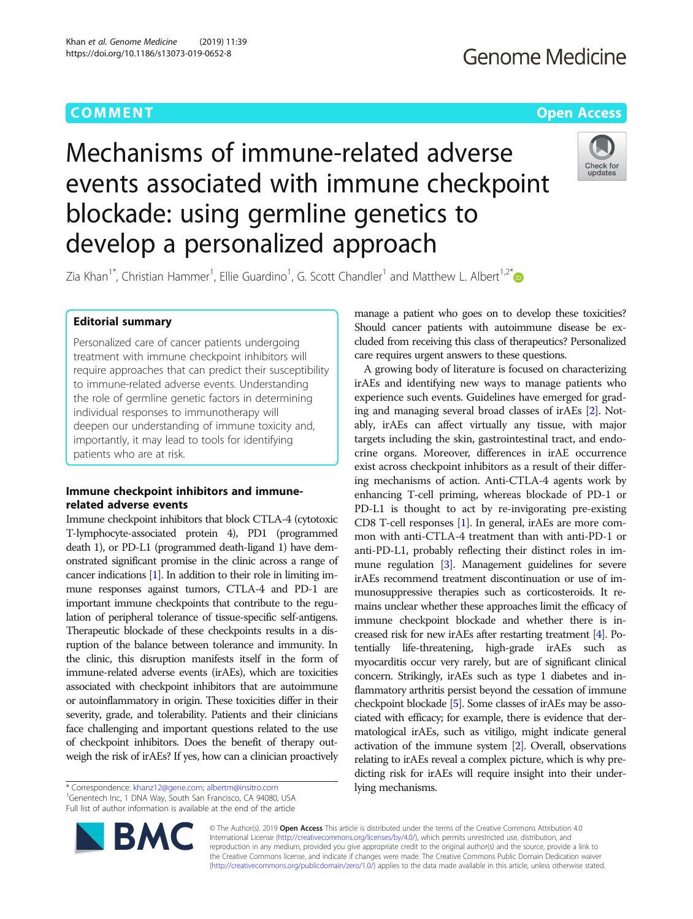COMMENT

Open Access

# Mechanisms of immune-related adverse events associated with immune checkpoint blockade: using germline genetics to develop a personalized approach

Zia Khan[1*], Christian Hammer[1], Ellie Guardino[1], G. Scott Chandler[1] and Matthew L. Albert[1,2*]

## Editorial summary

Personalized care of cancer patients undergoing treatment with immune checkpoint inhibitors will require approaches that can predict their susceptibility to immune-related adverse events. Understanding the role of germline genetic factors in determining individual responses to immunotherapy will deepen our understanding of immune toxicity and, importantly, it may lead to tools for identifying patients who are at risk.

## Immune checkpoint inhibitors and immune-related adverse events

Immune checkpoint inhibitors that block CTLA-4 (cytotoxic T-lymphocyte-associated protein 4), PD1 (programmed death 1), or PD-L1 (programmed death-ligand 1) have demonstrated significant promise in the clinic across a range of cancer indications [1]. In addition to their role in limiting immune responses against tumors, CTLA-4 and PD-1 are important immune checkpoints that contribute to the regulation of peripheral tolerance of tissue-specific self-antigens. Therapeutic blockade of these checkpoints results in a disruption of the balance between tolerance and immunity. In the clinic, this disruption manifests itself in the form of immune-related adverse events (irAEs), which are toxicities associated with checkpoint inhibitors that are autoimmune or autoinflammatory in origin. These toxicities differ in their severity, grade, and tolerability. Patients and their clinicians face challenging and important questions related to the use of checkpoint inhibitors. Does the benefit of therapy outweigh the risk of irAEs? If yes, how can a clinician proactively manage a patient who goes on to develop these toxicities? Should cancer patients with autoimmune disease be excluded from receiving this class of therapeutics? Personalized care requires urgent answers to these questions.

A growing body of literature is focused on characterizing irAEs and identifying new ways to manage patients who experience such events. Guidelines have emerged for grading and managing several broad classes of irAEs [2]. Notably, irAEs can affect virtually any tissue, with major targets including the skin, gastrointestinal tract, and endocrine organs. Moreover, differences in irAE occurrence exist across checkpoint inhibitors as a result of their differing mechanisms of action. Anti-CTLA-4 agents work by enhancing T-cell priming, whereas blockade of PD-1 or PD-L1 is thought to act by re-invigorating pre-existing CD8 T-cell responses [1]. In general, irAEs are more common with anti-CTLA-4 treatment than with anti-PD-1 or anti-PD-L1, probably reflecting their distinct roles in immune regulation [3]. Management guidelines for severe irAEs recommend treatment discontinuation or use of immunosuppressive therapies such as corticosteroids. It remains unclear whether these approaches limit the efficacy of immune checkpoint blockade and whether there is increased risk for new irAEs after restarting treatment [4]. Potentially life-threatening, high-grade irAEs such as myocarditis occur very rarely, but are of significant clinical concern. Strikingly, irAEs such as type 1 diabetes and inflammatory arthritis persist beyond the cessation of immune checkpoint blockade [5]. Some classes of irAEs may be associated with efficacy; for example, there is evidence that dermatological irAEs, such as vitiligo, might indicate general activation of the immune system [2]. Overall, observations relating to irAEs reveal a complex picture, which is why predicting risk for irAEs will require insight into their underlying mechanisms.

\* Correspondence: khanz12@gene.com; albertm@insitro.com
[1]Genentech Inc, 1 DNA Way, South San Francisco, CA 94080, USA
Full list of author information is available at the end of the article

© The Author(s). 2019 **Open Access** This article is distributed under the terms of the Creative Commons Attribution 4.0 International License (http://creativecommons.org/licenses/by/4.0/), which permits unrestricted use, distribution, and reproduction in any medium, provided you give appropriate credit to the original author(s) and the source, provide a link to the Creative Commons license, and indicate if changes were made. The Creative Commons Public Domain Dedication waiver (http://creativecommons.org/publicdomain/zero/1.0/) applies to the data made available in this article, unless otherwise stated.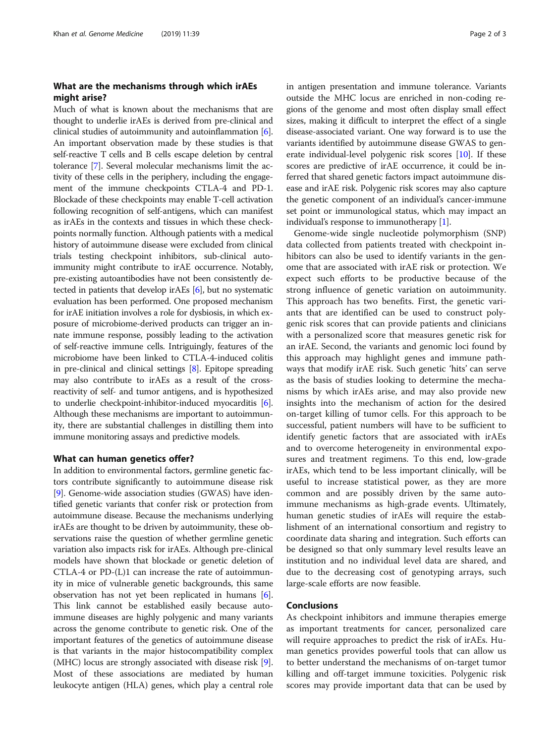## What are the mechanisms through which irAEs might arise?

Much of what is known about the mechanisms that are thought to underlie irAEs is derived from pre-clinical and clinical studies of autoimmunity and autoinflammation [6]. An important observation made by these studies is that self-reactive T cells and B cells escape deletion by central tolerance [7]. Several molecular mechanisms limit the activity of these cells in the periphery, including the engagement of the immune checkpoints CTLA-4 and PD-1. Blockade of these checkpoints may enable T-cell activation following recognition of self-antigens, which can manifest as irAEs in the contexts and tissues in which these checkpoints normally function. Although patients with a medical history of autoimmune disease were excluded from clinical trials testing checkpoint inhibitors, sub-clinical autoimmunity might contribute to irAE occurrence. Notably, pre-existing autoantibodies have not been consistently detected in patients that develop irAEs [6], but no systematic evaluation has been performed. One proposed mechanism for irAE initiation involves a role for dysbiosis, in which exposure of microbiome-derived products can trigger an innate immune response, possibly leading to the activation of self-reactive immune cells. Intriguingly, features of the microbiome have been linked to CTLA-4-induced colitis in pre-clinical and clinical settings [8]. Epitope spreading may also contribute to irAEs as a result of the cross-reactivity of self- and tumor antigens, and is hypothesized to underlie checkpoint-inhibitor-induced myocarditis [6]. Although these mechanisms are important to autoimmunity, there are substantial challenges in distilling them into immune monitoring assays and predictive models.

## What can human genetics offer?

In addition to environmental factors, germline genetic factors contribute significantly to autoimmune disease risk [9]. Genome-wide association studies (GWAS) have identified genetic variants that confer risk or protection from autoimmune disease. Because the mechanisms underlying irAEs are thought to be driven by autoimmunity, these observations raise the question of whether germline genetic variation also impacts risk for irAEs. Although pre-clinical models have shown that blockade or genetic deletion of CTLA-4 or PD-(L)1 can increase the rate of autoimmunity in mice of vulnerable genetic backgrounds, this same observation has not yet been replicated in humans [6]. This link cannot be established easily because autoimmune diseases are highly polygenic and many variants across the genome contribute to genetic risk. One of the important features of the genetics of autoimmune disease is that variants in the major histocompatibility complex (MHC) locus are strongly associated with disease risk [9]. Most of these associations are mediated by human leukocyte antigen (HLA) genes, which play a central role in antigen presentation and immune tolerance. Variants outside the MHC locus are enriched in non-coding regions of the genome and most often display small effect sizes, making it difficult to interpret the effect of a single disease-associated variant. One way forward is to use the variants identified by autoimmune disease GWAS to generate individual-level polygenic risk scores [10]. If these scores are predictive of irAE occurrence, it could be inferred that shared genetic factors impact autoimmune disease and irAE risk. Polygenic risk scores may also capture the genetic component of an individual's cancer-immune set point or immunological status, which may impact an individual's response to immunotherapy [1].

Genome-wide single nucleotide polymorphism (SNP) data collected from patients treated with checkpoint inhibitors can also be used to identify variants in the genome that are associated with irAE risk or protection. We expect such efforts to be productive because of the strong influence of genetic variation on autoimmunity. This approach has two benefits. First, the genetic variants that are identified can be used to construct polygenic risk scores that can provide patients and clinicians with a personalized score that measures genetic risk for an irAE. Second, the variants and genomic loci found by this approach may highlight genes and immune pathways that modify irAE risk. Such genetic 'hits' can serve as the basis of studies looking to determine the mechanisms by which irAEs arise, and may also provide new insights into the mechanism of action for the desired on-target killing of tumor cells. For this approach to be successful, patient numbers will have to be sufficient to identify genetic factors that are associated with irAEs and to overcome heterogeneity in environmental exposures and treatment regimens. To this end, low-grade irAEs, which tend to be less important clinically, will be useful to increase statistical power, as they are more common and are possibly driven by the same autoimmune mechanisms as high-grade events. Ultimately, human genetic studies of irAEs will require the establishment of an international consortium and registry to coordinate data sharing and integration. Such efforts can be designed so that only summary level results leave an institution and no individual level data are shared, and due to the decreasing cost of genotyping arrays, such large-scale efforts are now feasible.

## Conclusions

As checkpoint inhibitors and immune therapies emerge as important treatments for cancer, personalized care will require approaches to predict the risk of irAEs. Human genetics provides powerful tools that can allow us to better understand the mechanisms of on-target tumor killing and off-target immune toxicities. Polygenic risk scores may provide important data that can be used by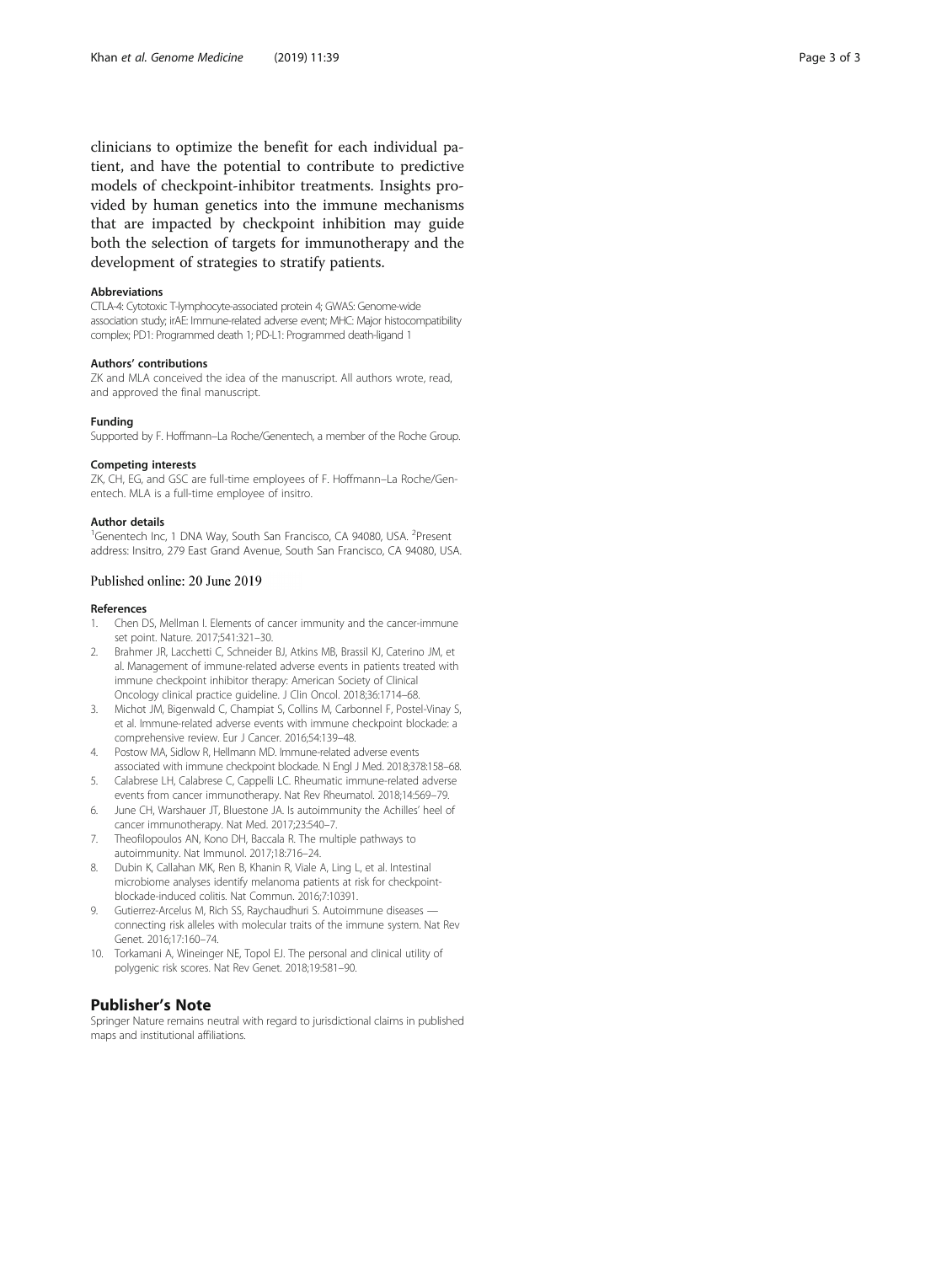clinicians to optimize the benefit for each individual patient, and have the potential to contribute to predictive models of checkpoint-inhibitor treatments. Insights provided by human genetics into the immune mechanisms that are impacted by checkpoint inhibition may guide both the selection of targets for immunotherapy and the development of strategies to stratify patients.

#### Abbreviations
CTLA-4: Cytotoxic T-lymphocyte-associated protein 4; GWAS: Genome-wide association study; irAE: Immune-related adverse event; MHC: Major histocompatibility complex; PD1: Programmed death 1; PD-L1: Programmed death-ligand 1

#### Authors' contributions
ZK and MLA conceived the idea of the manuscript. All authors wrote, read, and approved the final manuscript.

#### Funding
Supported by F. Hoffmann–La Roche/Genentech, a member of the Roche Group.

#### Competing interests
ZK, CH, EG, and GSC are full-time employees of F. Hoffmann–La Roche/Genentech. MLA is a full-time employee of insitro.

#### Author details
[1]Genentech Inc, 1 DNA Way, South San Francisco, CA 94080, USA. [2]Present address: Insitro, 279 East Grand Avenue, South San Francisco, CA 94080, USA.

Published online: 20 June 2019

#### References
1. Chen DS, Mellman I. Elements of cancer immunity and the cancer-immune set point. Nature. 2017;541:321–30.
2. Brahmer JR, Lacchetti C, Schneider BJ, Atkins MB, Brassil KJ, Caterino JM, et al. Management of immune-related adverse events in patients treated with immune checkpoint inhibitor therapy: American Society of Clinical Oncology clinical practice guideline. J Clin Oncol. 2018;36:1714–68.
3. Michot JM, Bigenwald C, Champiat S, Collins M, Carbonnel F, Postel-Vinay S, et al. Immune-related adverse events with immune checkpoint blockade: a comprehensive review. Eur J Cancer. 2016;54:139–48.
4. Postow MA, Sidlow R, Hellmann MD. Immune-related adverse events associated with immune checkpoint blockade. N Engl J Med. 2018;378:158–68.
5. Calabrese LH, Calabrese C, Cappelli LC. Rheumatic immune-related adverse events from cancer immunotherapy. Nat Rev Rheumatol. 2018;14:569–79.
6. June CH, Warshauer JT, Bluestone JA. Is autoimmunity the Achilles' heel of cancer immunotherapy. Nat Med. 2017;23:540–7.
7. Theofilopoulos AN, Kono DH, Baccala R. The multiple pathways to autoimmunity. Nat Immunol. 2017;18:716–24.
8. Dubin K, Callahan MK, Ren B, Khanin R, Viale A, Ling L, et al. Intestinal microbiome analyses identify melanoma patients at risk for checkpoint-blockade-induced colitis. Nat Commun. 2016;7:10391.
9. Gutierrez-Arcelus M, Rich SS, Raychaudhuri S. Autoimmune diseases — connecting risk alleles with molecular traits of the immune system. Nat Rev Genet. 2016;17:160–74.
10. Torkamani A, Wineinger NE, Topol EJ. The personal and clinical utility of polygenic risk scores. Nat Rev Genet. 2018;19:581–90.

## Publisher's Note
Springer Nature remains neutral with regard to jurisdictional claims in published maps and institutional affiliations.